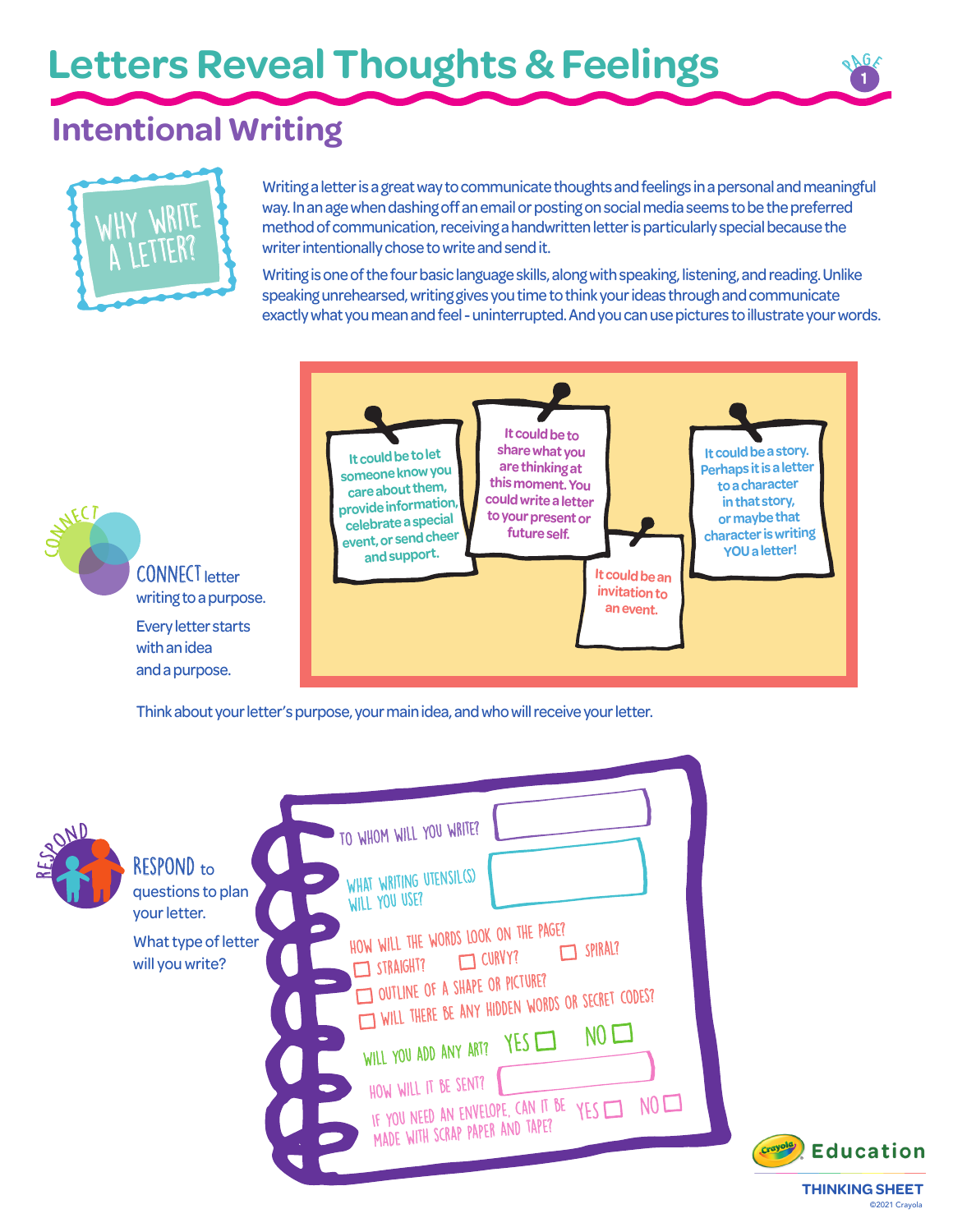# Letters Reveal Thoughts & Feelings

## Intentional Writing

**WHY WRITE A LETTER?**

Writing a letter is a great way to communicate thoughts and feelings in a personal and meaningful way. In an age when dashing off an email or posting on social media seems to be the preferred method of communication, receiving a handwritten letter is particularly special because the writer intentionally chose to write and send it.

Writing is one of the four basic language skills, along with speaking, listening, and reading. Unlike speaking unrehearsed, writing gives you time to think your ideas through and communicate exactly what you mean and feel - uninterrupted. And you can use pictures to illustrate your words.

### CONNECT

**CONNECT** letter writing to a purpose.

Every letter starts with an idea and a purpose.

- It could be to let someone know you care about them, provide information, celebrate a special event, or send cheer and support.
- It could be to share what you are thinking at this moment. You could write a letter to your present or future self.
- It could be an invitation to an event.
- It could be a story. Perhaps it is a letter to a character in that story, or maybe that character is writing YOU a letter!

Think about your letter's purpose, your main idea, and who will receive your letter.

### RESPOND

**RESPOND** to questions to plan your letter.

What type of letter will you write?

TO WHOM WILL YOU WRITE? ______

WHAT WRITING UTENSIL(S) WILL YOU USE? ______

HOW WILL THE WORDS LOOK ON THE PAGE?
- ☐ STRAIGHT? ☐ CURVY? ☐ SPIRAL?
- ☐ OUTLINE OF A SHAPE OR PICTURE?
- ☐ WILL THERE BE ANY HIDDEN WORDS OR SECRET CODES?

WILL YOU ADD ANY ART? YES ☐ NO ☐

HOW WILL IT BE SENT? ______

IF YOU NEED AN ENVELOPE, CAN IT BE MADE WITH SCRAP PAPER AND TAPE? YES ☐ NO ☐

Crayola Education

THINKING SHEET

©2021 Crayola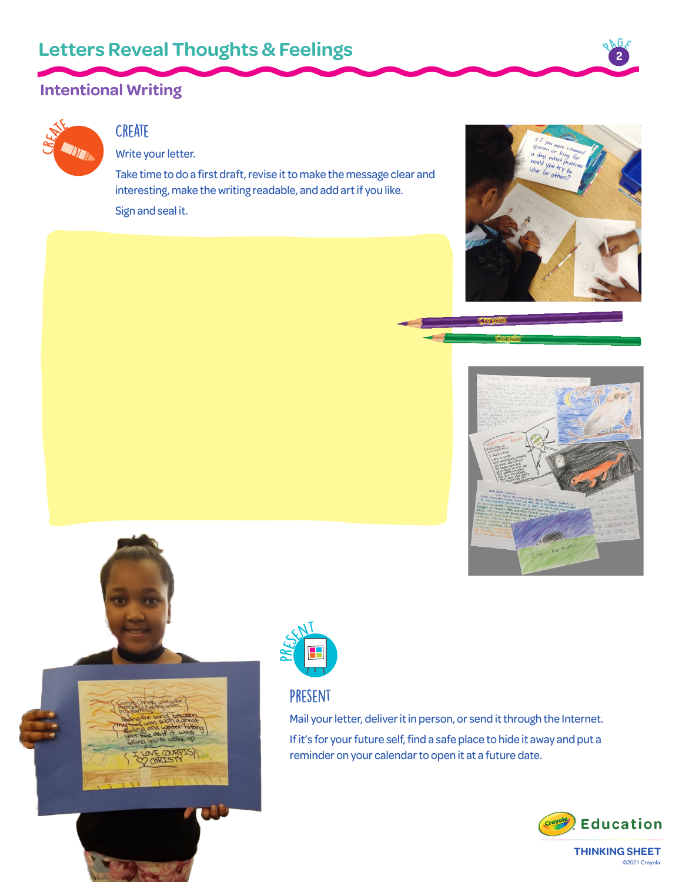# Letters Reveal Thoughts & Feelings

## Intentional Writing

### CREATE

Write your letter.

Take time to do a first draft, revise it to make the message clear and interesting, make the writing readable, and add art if you like.

Sign and seal it.

### PRESENT

Mail your letter, deliver it in person, or send it through the Internet.

If it's for your future self, find a safe place to hide it away and put a reminder on your calendar to open it at a future date.

THINKING SHEET

©2021 Crayola